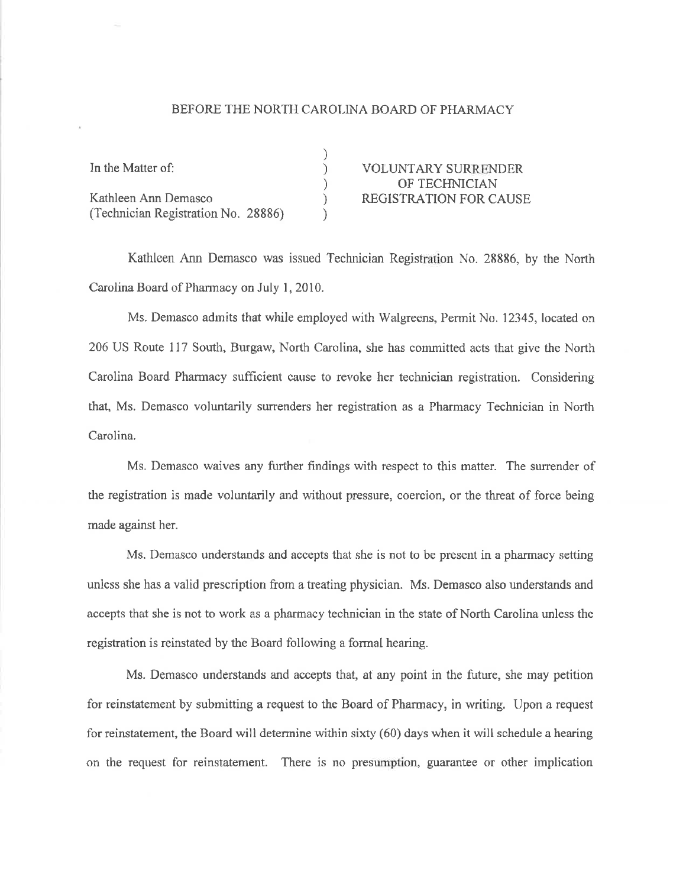BEFORE THE NORTH CAROLINA BOARD OF PHARMACY

| | |
|---|---|
| In the Matter of: | VOLUNTARY SURRENDER OF TECHNICIAN REGISTRATION FOR CAUSE |
| Kathleen Ann Demasco (Technician Registration No. 28886) | |

Kathleen Ann Demasco was issued Technician Registration No. 28886, by the North Carolina Board of Pharmacy on July 1, 2010.

Ms. Demasco admits that while employed with Walgreens, Permit No. 12345, located on 206 US Route 117 South, Burgaw, North Carolina, she has committed acts that give the North Carolina Board Pharmacy sufficient cause to revoke her technician registration. Considering that, Ms. Demasco voluntarily surrenders her registration as a Pharmacy Technician in North Carolina.

Ms. Demasco waives any further findings with respect to this matter. The surrender of the registration is made voluntarily and without pressure, coercion, or the threat of force being made against her.

Ms. Demasco understands and accepts that she is not to be present in a pharmacy setting unless she has a valid prescription from a treating physician. Ms. Demasco also understands and accepts that she is not to work as a pharmacy technician in the state of North Carolina unless the registration is reinstated by the Board following a formal hearing.

Ms. Demasco understands and accepts that, at any point in the future, she may petition for reinstatement by submitting a request to the Board of Pharmacy, in writing. Upon a request for reinstatement, the Board will determine within sixty (60) days when it will schedule a hearing on the request for reinstatement. There is no presumption, guarantee or other implication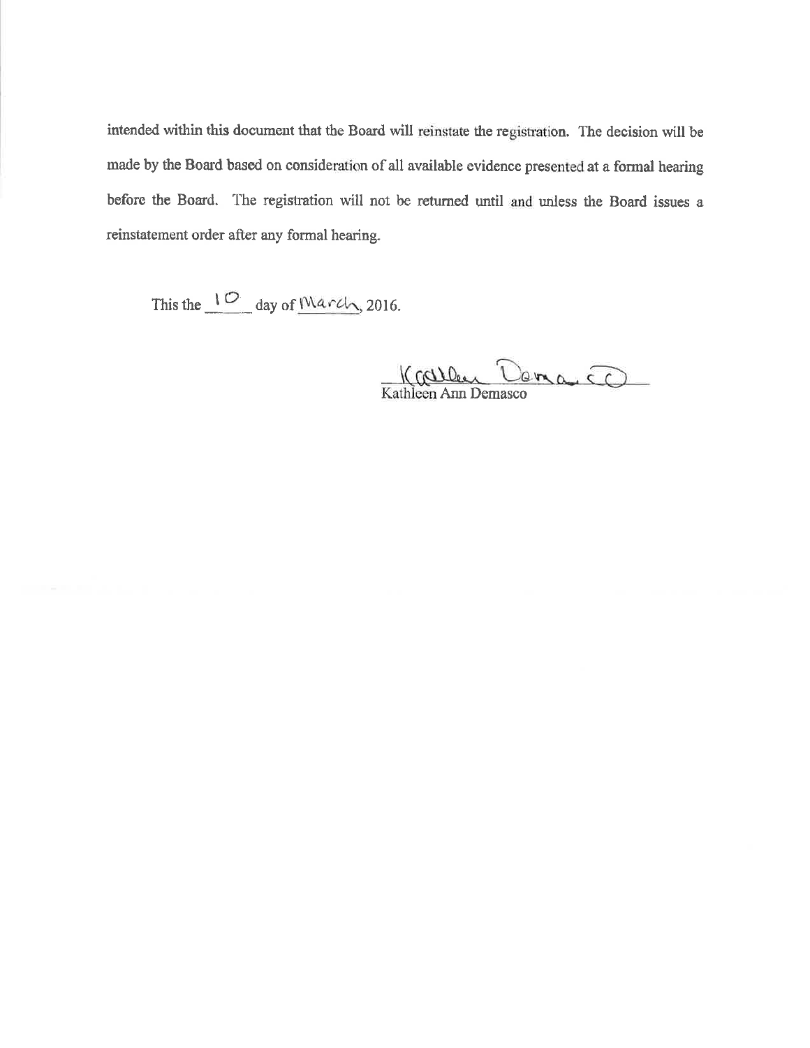intended within this document that the Board will reinstate the registration. The decision will be made by the Board based on consideration of all available evidence presented at a formal hearing before the Board. The registration will not be returned until and unless the Board issues a reinstatement order after any formal hearing.

This the 10 day of March, 2016.

Kathleen Ann Demasco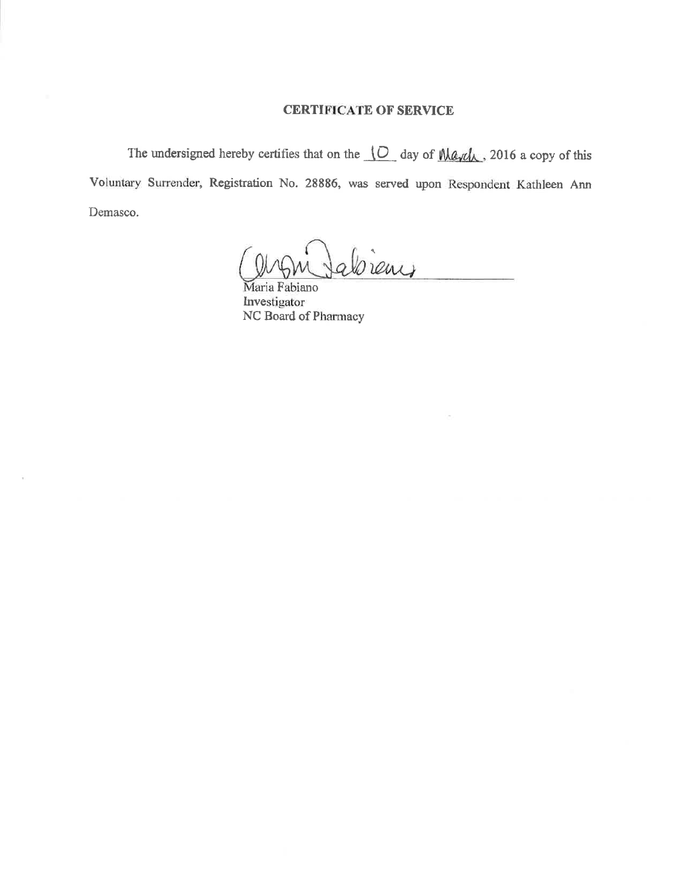## CERTIFICATE OF SERVICE

The undersigned hereby certifies that on the 10 day of March, 2016 a copy of this Voluntary Surrender, Registration No. 28886, was served upon Respondent Kathleen Ann Demasco.

Maria Fabiano
Investigator
NC Board of Pharmacy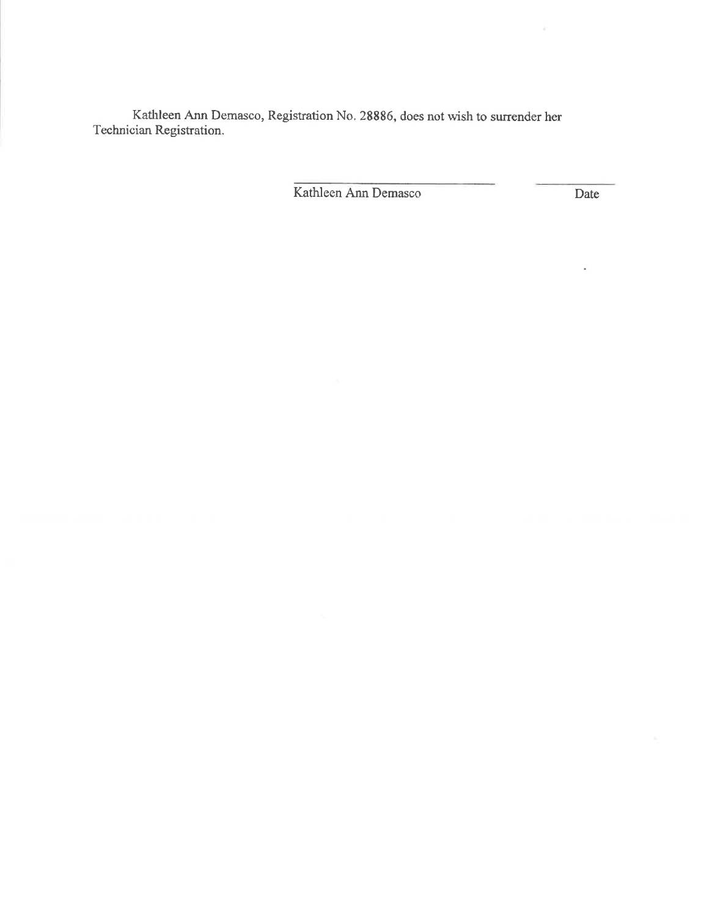Kathleen Ann Demasco, Registration No. 28886, does not wish to surrender her Technician Registration.

\_\_\_\_\_\_\_\_\_\_\_\_\_\_\_\_\_\_\_\_\_\_\_\_\_\_\_\_\_\_\_\_ \_\_\_\_\_\_\_\_\_\_\_\_
Kathleen Ann Demasco Date